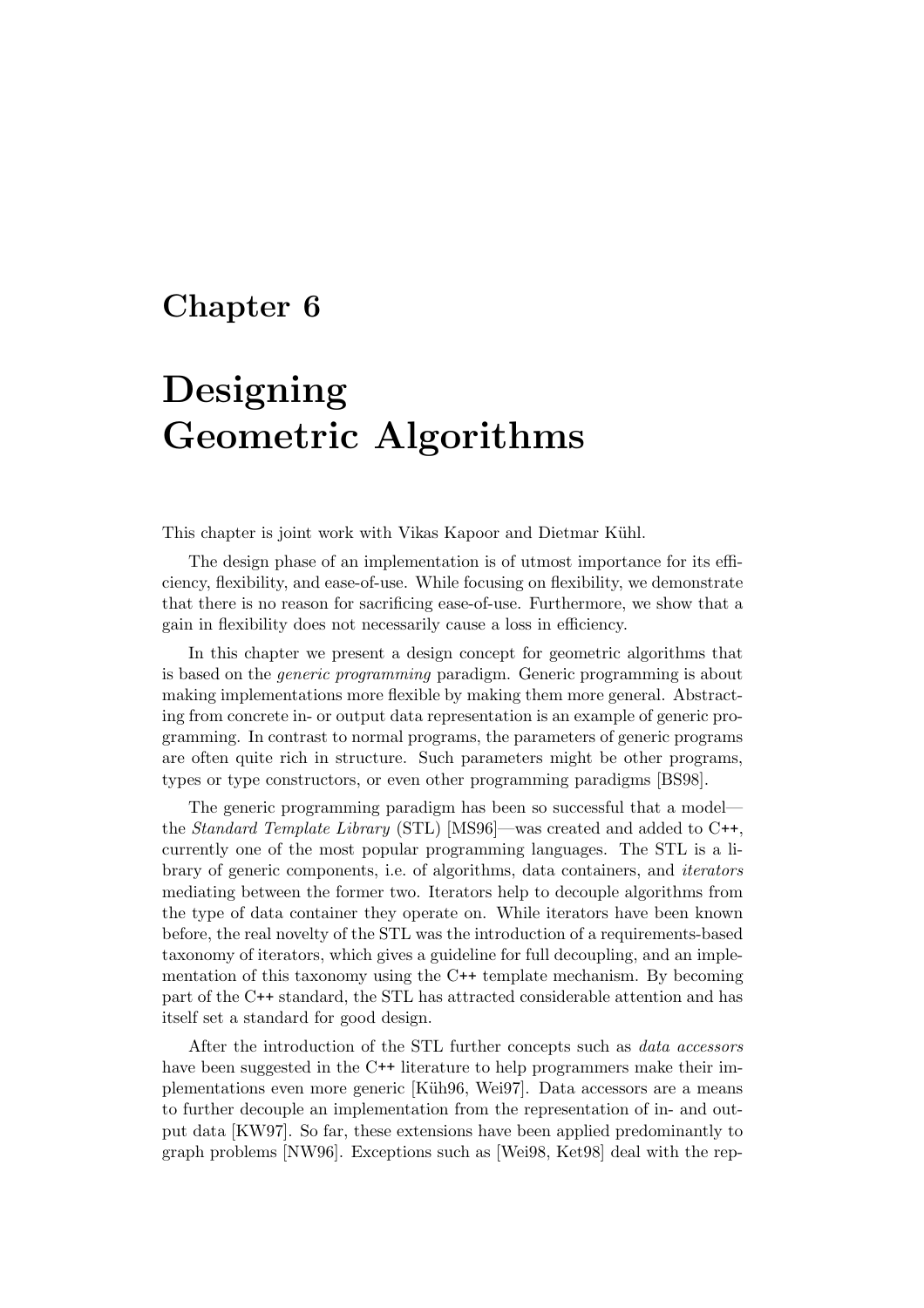# Chapter 6

# Designing Geometric Algorithms

This chapter is joint work with Vikas Kapoor and Dietmar Kühl.

The design phase of an implementation is of utmost importance for its efficiency, flexibility, and ease-of-use. While focusing on flexibility, we demonstrate that there is no reason for sacrificing ease-of-use. Furthermore, we show that a gain in flexibility does not necessarily cause a loss in efficiency.

In this chapter we present a design concept for geometric algorithms that is based on the *generic programming* paradigm. Generic programming is about making implementations more flexible by making them more general. Abstracting from concrete in- or output data representation is an example of generic programming. In contrast to normal programs, the parameters of generic programs are often quite rich in structure. Such parameters might be other programs, types or type constructors, or even other programming paradigms [BS98].

The generic programming paradigm has been so successful that a model—the *Standard Template Library* (STL) [MS96]—was created and added to C++, currently one of the most popular programming languages. The STL is a library of generic components, i.e. of algorithms, data containers, and *iterators* mediating between the former two. Iterators help to decouple algorithms from the type of data container they operate on. While iterators have been known before, the real novelty of the STL was the introduction of a requirements-based taxonomy of iterators, which gives a guideline for full decoupling, and an implementation of this taxonomy using the C++ template mechanism. By becoming part of the C++ standard, the STL has attracted considerable attention and has itself set a standard for good design.

After the introduction of the STL further concepts such as *data accessors* have been suggested in the C++ literature to help programmers make their implementations even more generic [Küh96, Wei97]. Data accessors are a means to further decouple an implementation from the representation of in- and output data [KW97]. So far, these extensions have been applied predominantly to graph problems [NW96]. Exceptions such as [Wei98, Ket98] deal with the rep-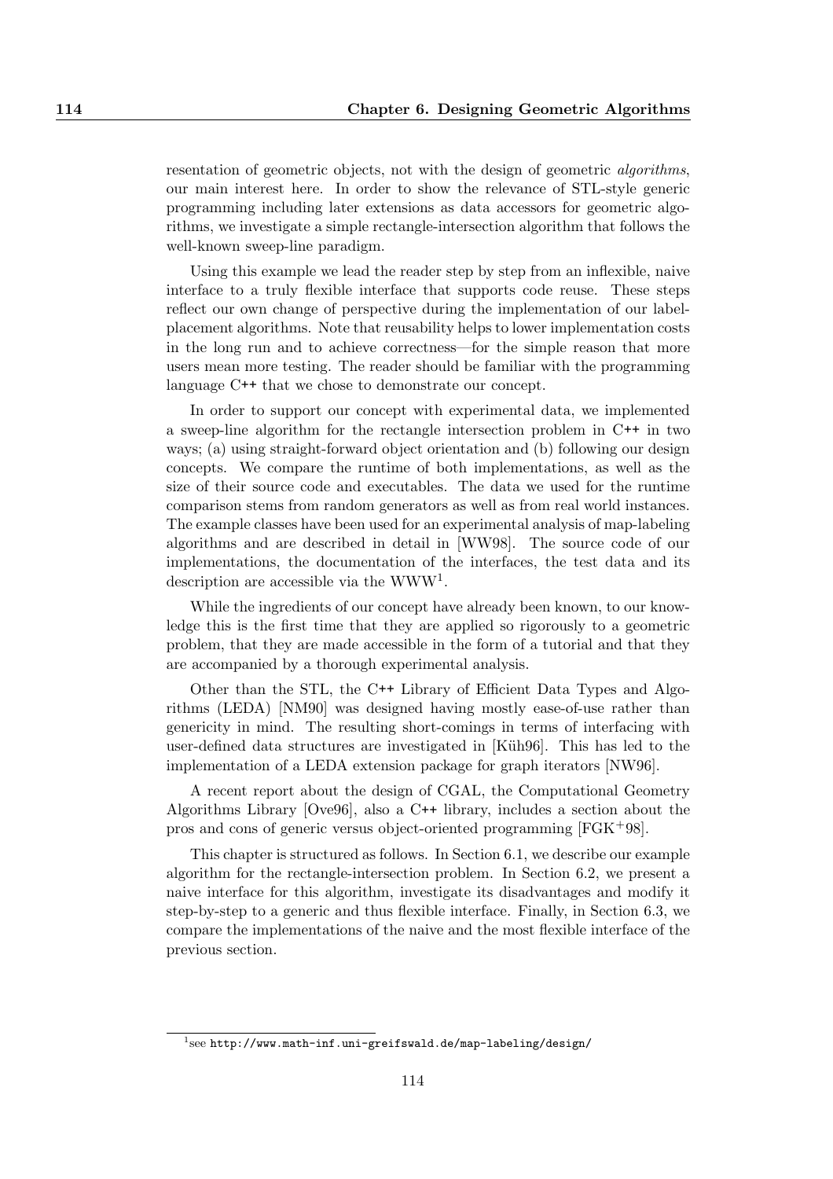resentation of geometric objects, not with the design of geometric *algorithms*, our main interest here. In order to show the relevance of STL-style generic programming including later extensions as data accessors for geometric algorithms, we investigate a simple rectangle-intersection algorithm that follows the well-known sweep-line paradigm.

Using this example we lead the reader step by step from an inflexible, naive interface to a truly flexible interface that supports code reuse. These steps reflect our own change of perspective during the implementation of our label-placement algorithms. Note that reusability helps to lower implementation costs in the long run and to achieve correctness—for the simple reason that more users mean more testing. The reader should be familiar with the programming language C++ that we chose to demonstrate our concept.

In order to support our concept with experimental data, we implemented a sweep-line algorithm for the rectangle intersection problem in C++ in two ways; (a) using straight-forward object orientation and (b) following our design concepts. We compare the runtime of both implementations, as well as the size of their source code and executables. The data we used for the runtime comparison stems from random generators as well as from real world instances. The example classes have been used for an experimental analysis of map-labeling algorithms and are described in detail in [WW98]. The source code of our implementations, the documentation of the interfaces, the test data and its description are accessible via the WWW[1].

While the ingredients of our concept have already been known, to our knowledge this is the first time that they are applied so rigorously to a geometric problem, that they are made accessible in the form of a tutorial and that they are accompanied by a thorough experimental analysis.

Other than the STL, the C++ Library of Efficient Data Types and Algorithms (LEDA) [NM90] was designed having mostly ease-of-use rather than genericity in mind. The resulting short-comings in terms of interfacing with user-defined data structures are investigated in [Küh96]. This has led to the implementation of a LEDA extension package for graph iterators [NW96].

A recent report about the design of CGAL, the Computational Geometry Algorithms Library [Ove96], also a C++ library, includes a section about the pros and cons of generic versus object-oriented programming [FGK+98].

This chapter is structured as follows. In Section 6.1, we describe our example algorithm for the rectangle-intersection problem. In Section 6.2, we present a naive interface for this algorithm, investigate its disadvantages and modify it step-by-step to a generic and thus flexible interface. Finally, in Section 6.3, we compare the implementations of the naive and the most flexible interface of the previous section.

[1] see `http://www.math-inf.uni-greifswald.de/map-labeling/design/`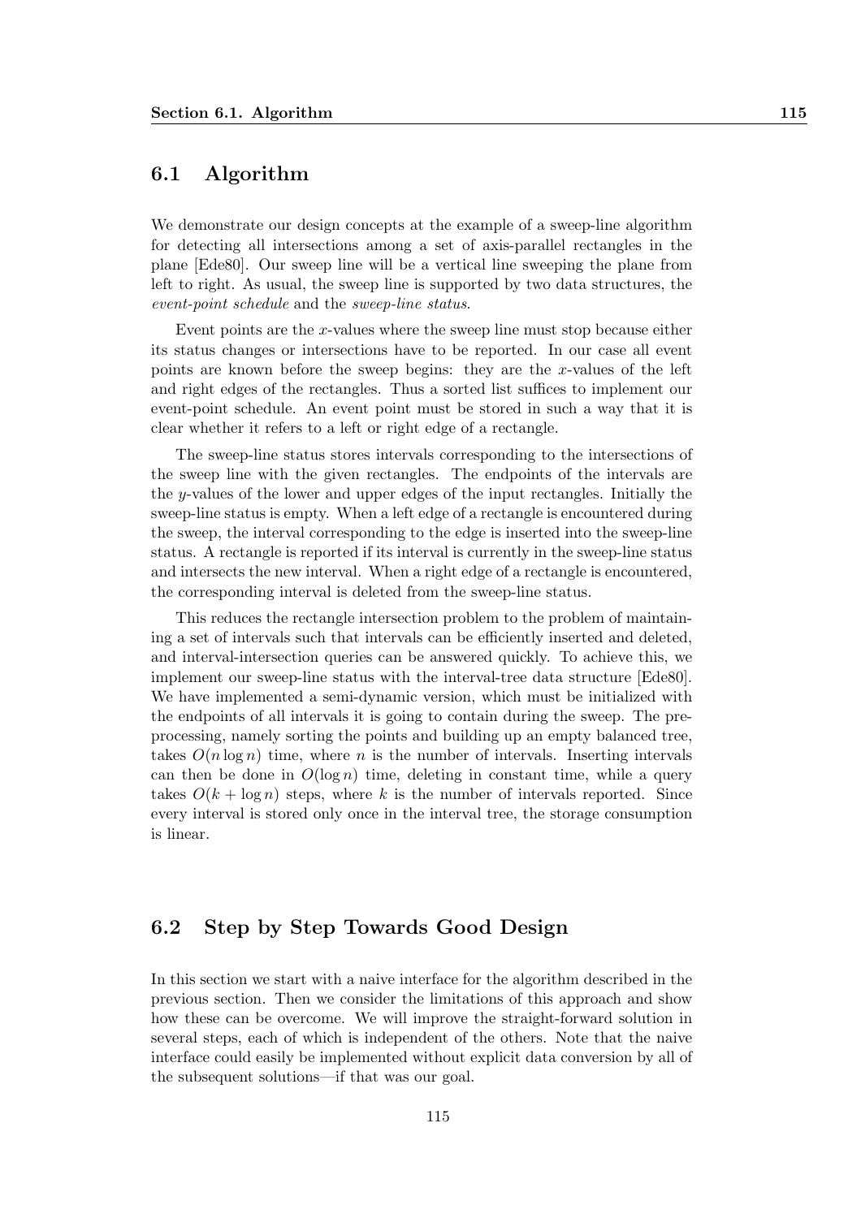## 6.1 Algorithm

We demonstrate our design concepts at the example of a sweep-line algorithm for detecting all intersections among a set of axis-parallel rectangles in the plane [Ede80]. Our sweep line will be a vertical line sweeping the plane from left to right. As usual, the sweep line is supported by two data structures, the *event-point schedule* and the *sweep-line status*.

Event points are the $x$-values where the sweep line must stop because either its status changes or intersections have to be reported. In our case all event points are known before the sweep begins: they are the $x$-values of the left and right edges of the rectangles. Thus a sorted list suffices to implement our event-point schedule. An event point must be stored in such a way that it is clear whether it refers to a left or right edge of a rectangle.

The sweep-line status stores intervals corresponding to the intersections of the sweep line with the given rectangles. The endpoints of the intervals are the $y$-values of the lower and upper edges of the input rectangles. Initially the sweep-line status is empty. When a left edge of a rectangle is encountered during the sweep, the interval corresponding to the edge is inserted into the sweep-line status. A rectangle is reported if its interval is currently in the sweep-line status and intersects the new interval. When a right edge of a rectangle is encountered, the corresponding interval is deleted from the sweep-line status.

This reduces the rectangle intersection problem to the problem of maintaining a set of intervals such that intervals can be efficiently inserted and deleted, and interval-intersection queries can be answered quickly. To achieve this, we implement our sweep-line status with the interval-tree data structure [Ede80]. We have implemented a semi-dynamic version, which must be initialized with the endpoints of all intervals it is going to contain during the sweep. The preprocessing, namely sorting the points and building up an empty balanced tree, takes $O(n \log n)$ time, where $n$ is the number of intervals. Inserting intervals can then be done in $O(\log n)$ time, deleting in constant time, while a query takes $O(k + \log n)$ steps, where $k$ is the number of intervals reported. Since every interval is stored only once in the interval tree, the storage consumption is linear.

## 6.2 Step by Step Towards Good Design

In this section we start with a naive interface for the algorithm described in the previous section. Then we consider the limitations of this approach and show how these can be overcome. We will improve the straight-forward solution in several steps, each of which is independent of the others. Note that the naive interface could easily be implemented without explicit data conversion by all of the subsequent solutions—if that was our goal.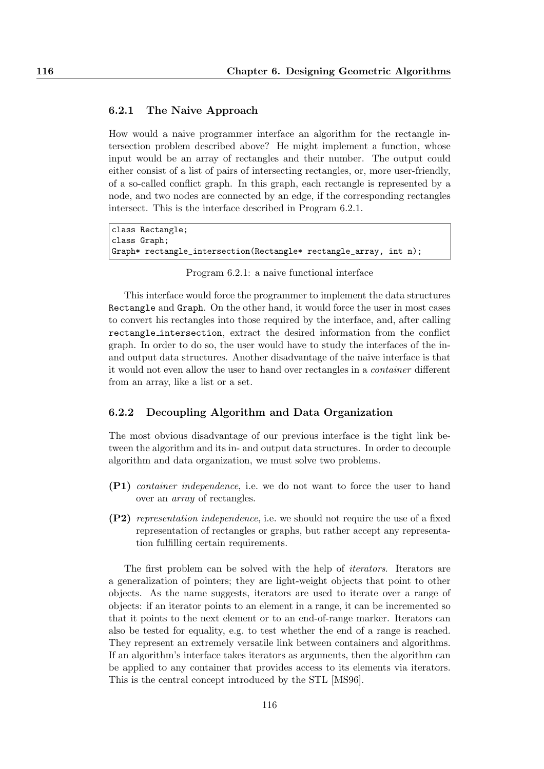### 6.2.1 The Naive Approach

How would a naive programmer interface an algorithm for the rectangle intersection problem described above? He might implement a function, whose input would be an array of rectangles and their number. The output could either consist of a list of pairs of intersecting rectangles, or, more user-friendly, of a so-called conflict graph. In this graph, each rectangle is represented by a node, and two nodes are connected by an edge, if the corresponding rectangles intersect. This is the interface described in Program 6.2.1.

```
class Rectangle;
class Graph;
Graph* rectangle_intersection(Rectangle* rectangle_array, int n);
```

Program 6.2.1: a naive functional interface

This interface would force the programmer to implement the data structures `Rectangle` and `Graph`. On the other hand, it would force the user in most cases to convert his rectangles into those required by the interface, and, after calling `rectangle_intersection`, extract the desired information from the conflict graph. In order to do so, the user would have to study the interfaces of the in- and output data structures. Another disadvantage of the naive interface is that it would not even allow the user to hand over rectangles in a *container* different from an array, like a list or a set.

### 6.2.2 Decoupling Algorithm and Data Organization

The most obvious disadvantage of our previous interface is the tight link between the algorithm and its in- and output data structures. In order to decouple algorithm and data organization, we must solve two problems.

- **(P1)** *container independence*, i.e. we do not want to force the user to hand over an *array* of rectangles.
- **(P2)** *representation independence*, i.e. we should not require the use of a fixed representation of rectangles or graphs, but rather accept any representation fulfilling certain requirements.

The first problem can be solved with the help of *iterators*. Iterators are a generalization of pointers; they are light-weight objects that point to other objects. As the name suggests, iterators are used to iterate over a range of objects: if an iterator points to an element in a range, it can be incremented so that it points to the next element or to an end-of-range marker. Iterators can also be tested for equality, e.g. to test whether the end of a range is reached. They represent an extremely versatile link between containers and algorithms. If an algorithm's interface takes iterators as arguments, then the algorithm can be applied to any container that provides access to its elements via iterators. This is the central concept introduced by the STL [MS96].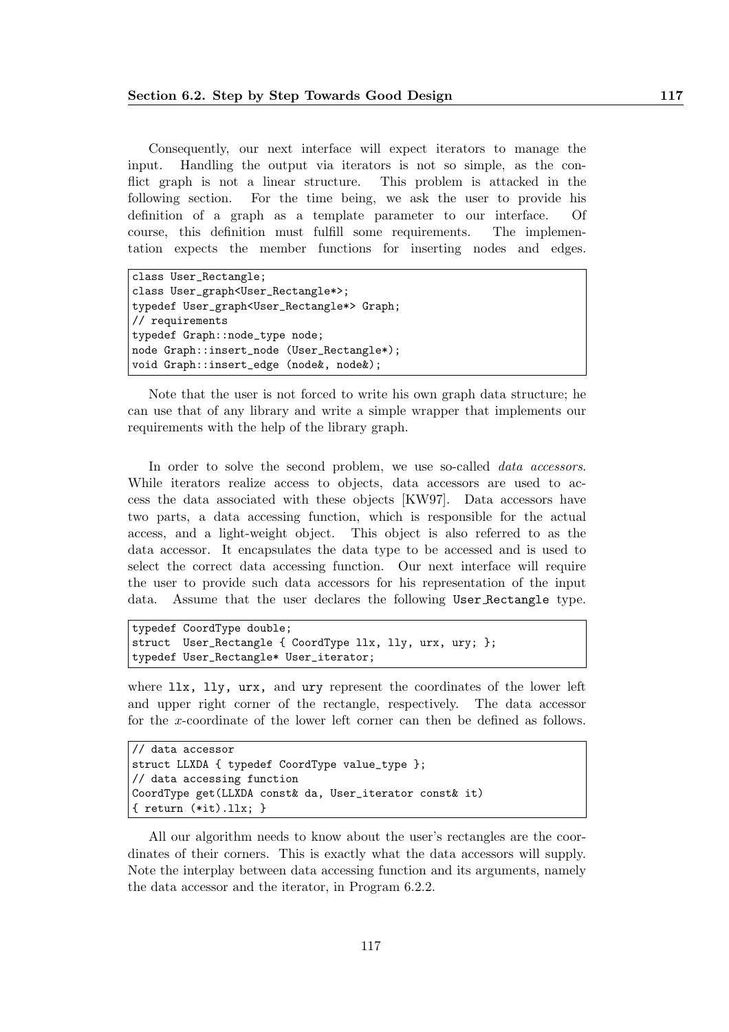Consequently, our next interface will expect iterators to manage the input. Handling the output via iterators is not so simple, as the conflict graph is not a linear structure. This problem is attacked in the following section. For the time being, we ask the user to provide his definition of a graph as a template parameter to our interface. Of course, this definition must fulfill some requirements. The implementation expects the member functions for inserting nodes and edges.

```
class User_Rectangle;
class User_graph<User_Rectangle*>;
typedef User_graph<User_Rectangle*> Graph;
// requirements
typedef Graph::node_type node;
node Graph::insert_node (User_Rectangle*);
void Graph::insert_edge (node&, node&);
```

Note that the user is not forced to write his own graph data structure; he can use that of any library and write a simple wrapper that implements our requirements with the help of the library graph.

In order to solve the second problem, we use so-called *data accessors*. While iterators realize access to objects, data accessors are used to access the data associated with these objects [KW97]. Data accessors have two parts, a data accessing function, which is responsible for the actual access, and a light-weight object. This object is also referred to as the data accessor. It encapsulates the data type to be accessed and is used to select the correct data accessing function. Our next interface will require the user to provide such data accessors for his representation of the input data. Assume that the user declares the following `User_Rectangle` type.

```
typedef CoordType double;
struct  User_Rectangle { CoordType llx, lly, urx, ury; };
typedef User_Rectangle* User_iterator;
```

where `llx`, `lly`, `urx`, and `ury` represent the coordinates of the lower left and upper right corner of the rectangle, respectively. The data accessor for the $x$-coordinate of the lower left corner can then be defined as follows.

```
// data accessor
struct LLXDA { typedef CoordType value_type };
// data accessing function
CoordType get(LLXDA const& da, User_iterator const& it)
{ return (*it).llx; }
```

All our algorithm needs to know about the user's rectangles are the coordinates of their corners. This is exactly what the data accessors will supply. Note the interplay between data accessing function and its arguments, namely the data accessor and the iterator, in Program 6.2.2.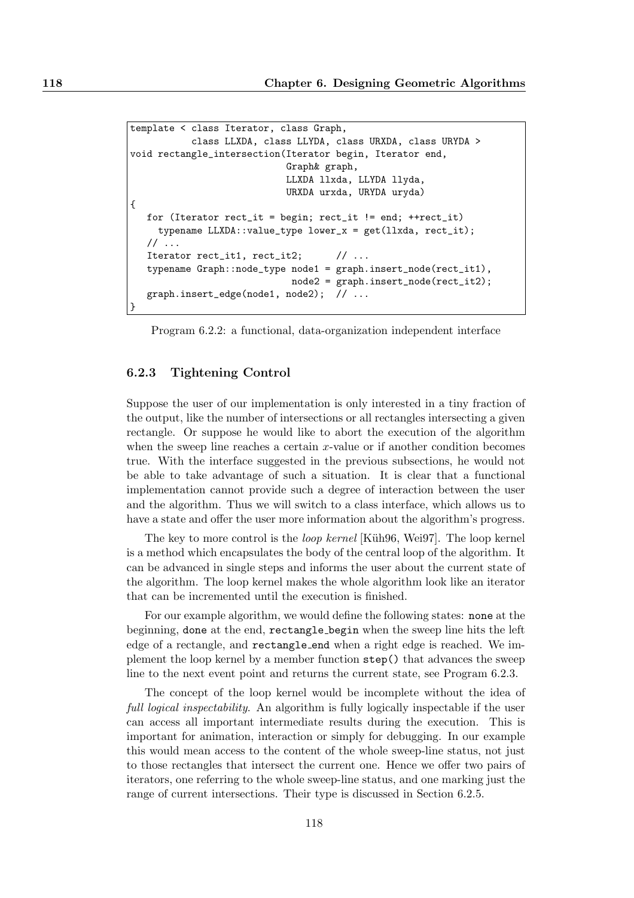```
template < class Iterator, class Graph,
           class LLXDA, class LLYDA, class URXDA, class URYDA >
void rectangle_intersection(Iterator begin, Iterator end,
                            Graph& graph,
                            LLXDA llxda, LLYDA llyda,
                            URXDA urxda, URYDA uryda)
{
   for (Iterator rect_it = begin; rect_it != end; ++rect_it)
     typename LLXDA::value_type lower_x = get(llxda, rect_it);
   // ...
   Iterator rect_it1, rect_it2;      // ...
   typename Graph::node_type node1 = graph.insert_node(rect_it1),
                             node2 = graph.insert_node(rect_it2);
   graph.insert_edge(node1, node2);  // ...
}
```

Program 6.2.2: a functional, data-organization independent interface

### 6.2.3 Tightening Control

Suppose the user of our implementation is only interested in a tiny fraction of the output, like the number of intersections or all rectangles intersecting a given rectangle. Or suppose he would like to abort the execution of the algorithm when the sweep line reaches a certain $x$-value or if another condition becomes true. With the interface suggested in the previous subsections, he would not be able to take advantage of such a situation. It is clear that a functional implementation cannot provide such a degree of interaction between the user and the algorithm. Thus we will switch to a class interface, which allows us to have a state and offer the user more information about the algorithm's progress.

The key to more control is the *loop kernel* [Küh96, Wei97]. The loop kernel is a method which encapsulates the body of the central loop of the algorithm. It can be advanced in single steps and informs the user about the current state of the algorithm. The loop kernel makes the whole algorithm look like an iterator that can be incremented until the execution is finished.

For our example algorithm, we would define the following states: `none` at the beginning, `done` at the end, `rectangle_begin` when the sweep line hits the left edge of a rectangle, and `rectangle_end` when a right edge is reached. We implement the loop kernel by a member function `step()` that advances the sweep line to the next event point and returns the current state, see Program 6.2.3.

The concept of the loop kernel would be incomplete without the idea of *full logical inspectability*. An algorithm is fully logically inspectable if the user can access all important intermediate results during the execution. This is important for animation, interaction or simply for debugging. In our example this would mean access to the content of the whole sweep-line status, not just to those rectangles that intersect the current one. Hence we offer two pairs of iterators, one referring to the whole sweep-line status, and one marking just the range of current intersections. Their type is discussed in Section 6.2.5.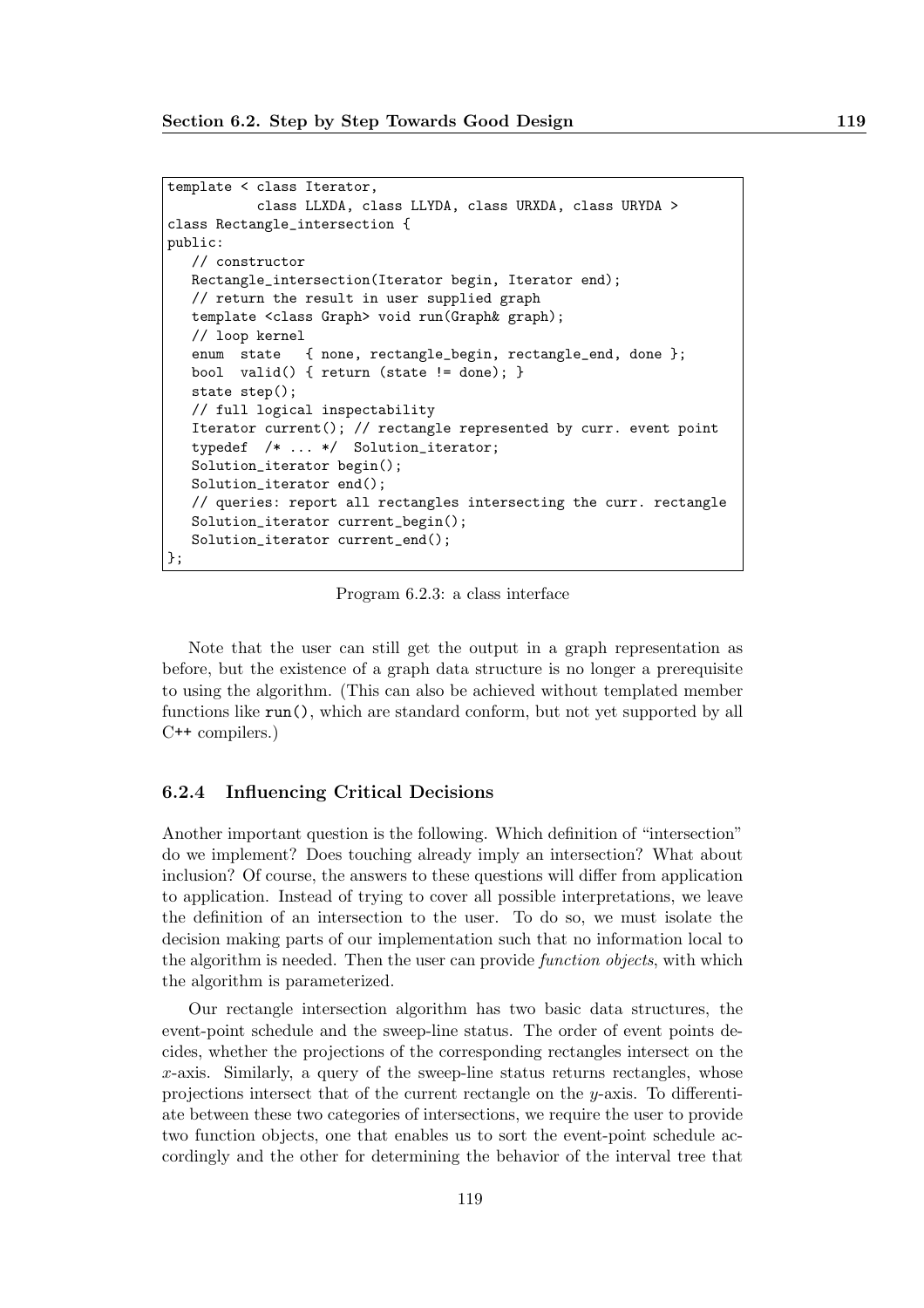```
template < class Iterator,
           class LLXDA, class LLYDA, class URXDA, class URYDA >
class Rectangle_intersection {
public:
   // constructor
   Rectangle_intersection(Iterator begin, Iterator end);
   // return the result in user supplied graph
   template <class Graph> void run(Graph& graph);
   // loop kernel
   enum  state   { none, rectangle_begin, rectangle_end, done };
   bool  valid() { return (state != done); }
   state step();
   // full logical inspectability
   Iterator current(); // rectangle represented by curr. event point
   typedef  /* ... */  Solution_iterator;
   Solution_iterator begin();
   Solution_iterator end();
   // queries: report all rectangles intersecting the curr. rectangle
   Solution_iterator current_begin();
   Solution_iterator current_end();
};
```

Program 6.2.3: a class interface

Note that the user can still get the output in a graph representation as before, but the existence of a graph data structure is no longer a prerequisite to using the algorithm. (This can also be achieved without templated member functions like `run()`, which are standard conform, but not yet supported by all C++ compilers.)

### 6.2.4 Influencing Critical Decisions

Another important question is the following. Which definition of "intersection" do we implement? Does touching already imply an intersection? What about inclusion? Of course, the answers to these questions will differ from application to application. Instead of trying to cover all possible interpretations, we leave the definition of an intersection to the user. To do so, we must isolate the decision making parts of our implementation such that no information local to the algorithm is needed. Then the user can provide *function objects*, with which the algorithm is parameterized.

Our rectangle intersection algorithm has two basic data structures, the event-point schedule and the sweep-line status. The order of event points decides, whether the projections of the corresponding rectangles intersect on the $x$-axis. Similarly, a query of the sweep-line status returns rectangles, whose projections intersect that of the current rectangle on the $y$-axis. To differentiate between these two categories of intersections, we require the user to provide two function objects, one that enables us to sort the event-point schedule accordingly and the other for determining the behavior of the interval tree that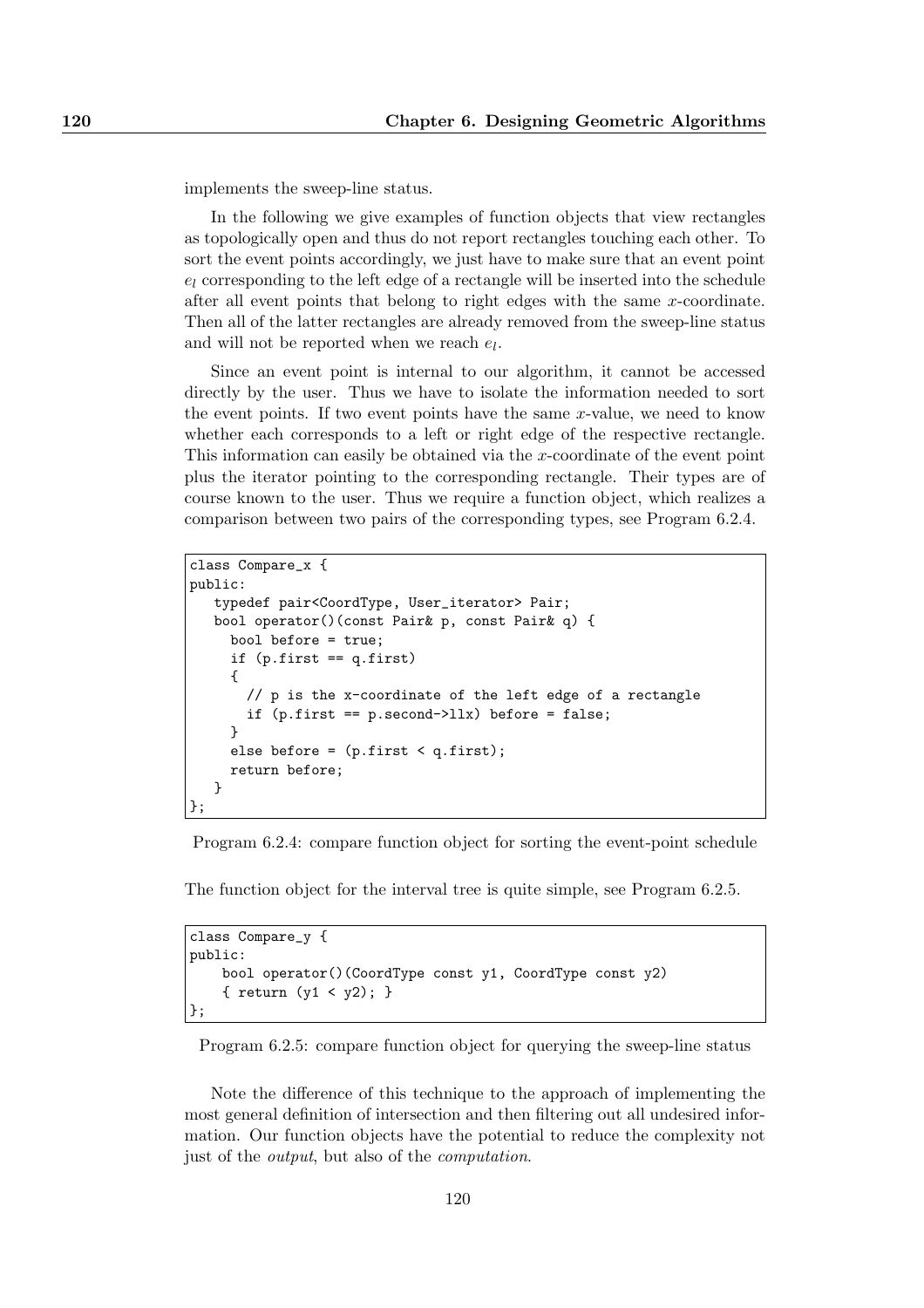implements the sweep-line status.

In the following we give examples of function objects that view rectangles as topologically open and thus do not report rectangles touching each other. To sort the event points accordingly, we just have to make sure that an event point $e_l$ corresponding to the left edge of a rectangle will be inserted into the schedule after all event points that belong to right edges with the same $x$-coordinate. Then all of the latter rectangles are already removed from the sweep-line status and will not be reported when we reach $e_l$.

Since an event point is internal to our algorithm, it cannot be accessed directly by the user. Thus we have to isolate the information needed to sort the event points. If two event points have the same $x$-value, we need to know whether each corresponds to a left or right edge of the respective rectangle. This information can easily be obtained via the $x$-coordinate of the event point plus the iterator pointing to the corresponding rectangle. Their types are of course known to the user. Thus we require a function object, which realizes a comparison between two pairs of the corresponding types, see Program 6.2.4.

```
class Compare_x {
public:
   typedef pair<CoordType, User_iterator> Pair;
   bool operator()(const Pair& p, const Pair& q) {
     bool before = true;
     if (p.first == q.first)
     {
       // p is the x-coordinate of the left edge of a rectangle
       if (p.first == p.second->llx) before = false;
     }
     else before = (p.first < q.first);
     return before;
   }
};
```

Program 6.2.4: compare function object for sorting the event-point schedule

The function object for the interval tree is quite simple, see Program 6.2.5.

```
class Compare_y {
public:
    bool operator()(CoordType const y1, CoordType const y2)
    { return (y1 < y2); }
};
```

Program 6.2.5: compare function object for querying the sweep-line status

Note the difference of this technique to the approach of implementing the most general definition of intersection and then filtering out all undesired information. Our function objects have the potential to reduce the complexity not just of the *output*, but also of the *computation*.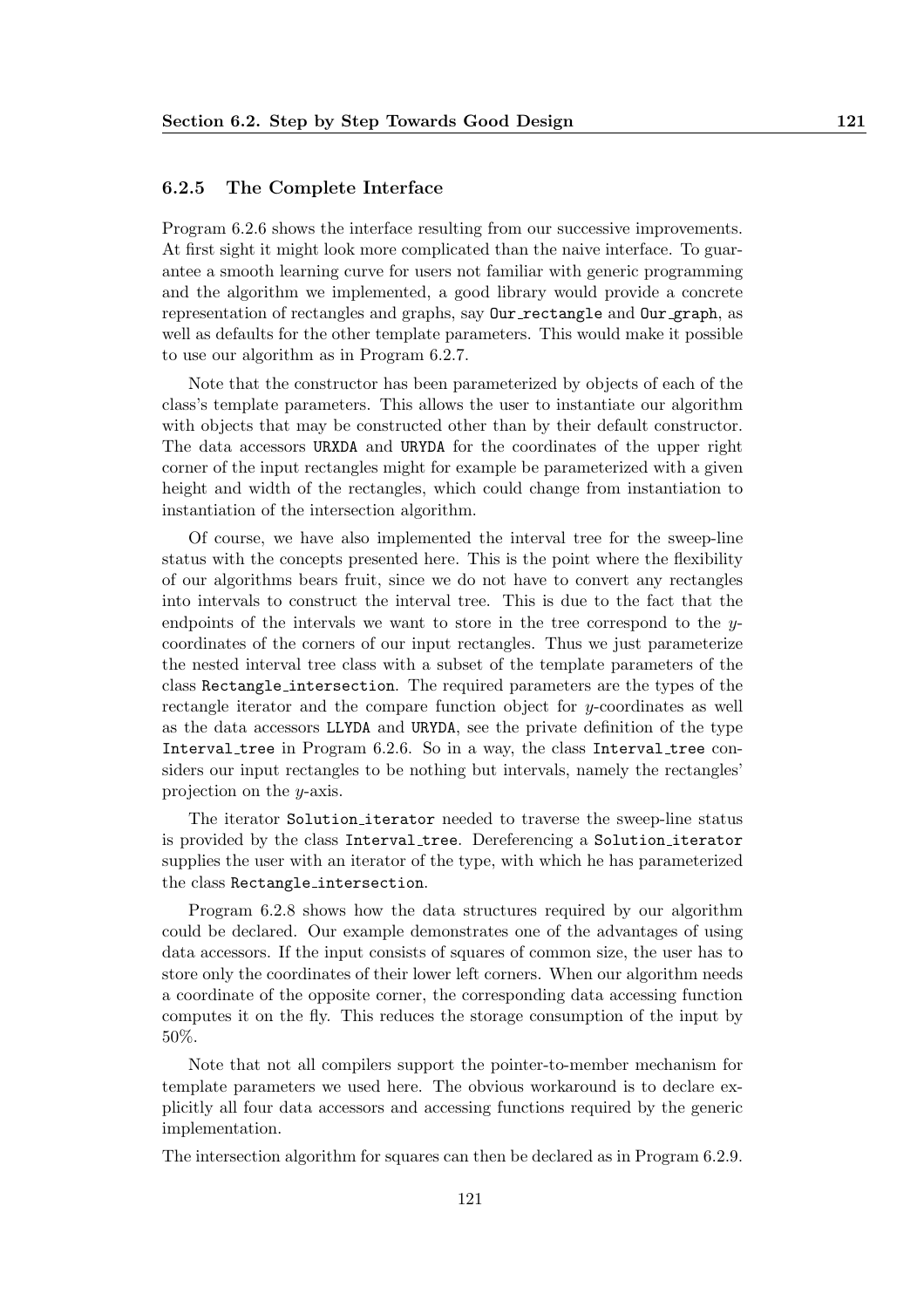### 6.2.5 The Complete Interface

Program 6.2.6 shows the interface resulting from our successive improvements. At first sight it might look more complicated than the naive interface. To guarantee a smooth learning curve for users not familiar with generic programming and the algorithm we implemented, a good library would provide a concrete representation of rectangles and graphs, say `Our_rectangle` and `Our_graph`, as well as defaults for the other template parameters. This would make it possible to use our algorithm as in Program 6.2.7.

Note that the constructor has been parameterized by objects of each of the class's template parameters. This allows the user to instantiate our algorithm with objects that may be constructed other than by their default constructor. The data accessors `URXDA` and `URYDA` for the coordinates of the upper right corner of the input rectangles might for example be parameterized with a given height and width of the rectangles, which could change from instantiation to instantiation of the intersection algorithm.

Of course, we have also implemented the interval tree for the sweep-line status with the concepts presented here. This is the point where the flexibility of our algorithms bears fruit, since we do not have to convert any rectangles into intervals to construct the interval tree. This is due to the fact that the endpoints of the intervals we want to store in the tree correspond to the $y$-coordinates of the corners of our input rectangles. Thus we just parameterize the nested interval tree class with a subset of the template parameters of the class `Rectangle_intersection`. The required parameters are the types of the rectangle iterator and the compare function object for $y$-coordinates as well as the data accessors `LLYDA` and `URYDA`, see the private definition of the type `Interval_tree` in Program 6.2.6. So in a way, the class `Interval_tree` considers our input rectangles to be nothing but intervals, namely the rectangles' projection on the $y$-axis.

The iterator `Solution_iterator` needed to traverse the sweep-line status is provided by the class `Interval_tree`. Dereferencing a `Solution_iterator` supplies the user with an iterator of the type, with which he has parameterized the class `Rectangle_intersection`.

Program 6.2.8 shows how the data structures required by our algorithm could be declared. Our example demonstrates one of the advantages of using data accessors. If the input consists of squares of common size, the user has to store only the coordinates of their lower left corners. When our algorithm needs a coordinate of the opposite corner, the corresponding data accessing function computes it on the fly. This reduces the storage consumption of the input by 50%.

Note that not all compilers support the pointer-to-member mechanism for template parameters we used here. The obvious workaround is to declare explicitly all four data accessors and accessing functions required by the generic implementation.

The intersection algorithm for squares can then be declared as in Program 6.2.9.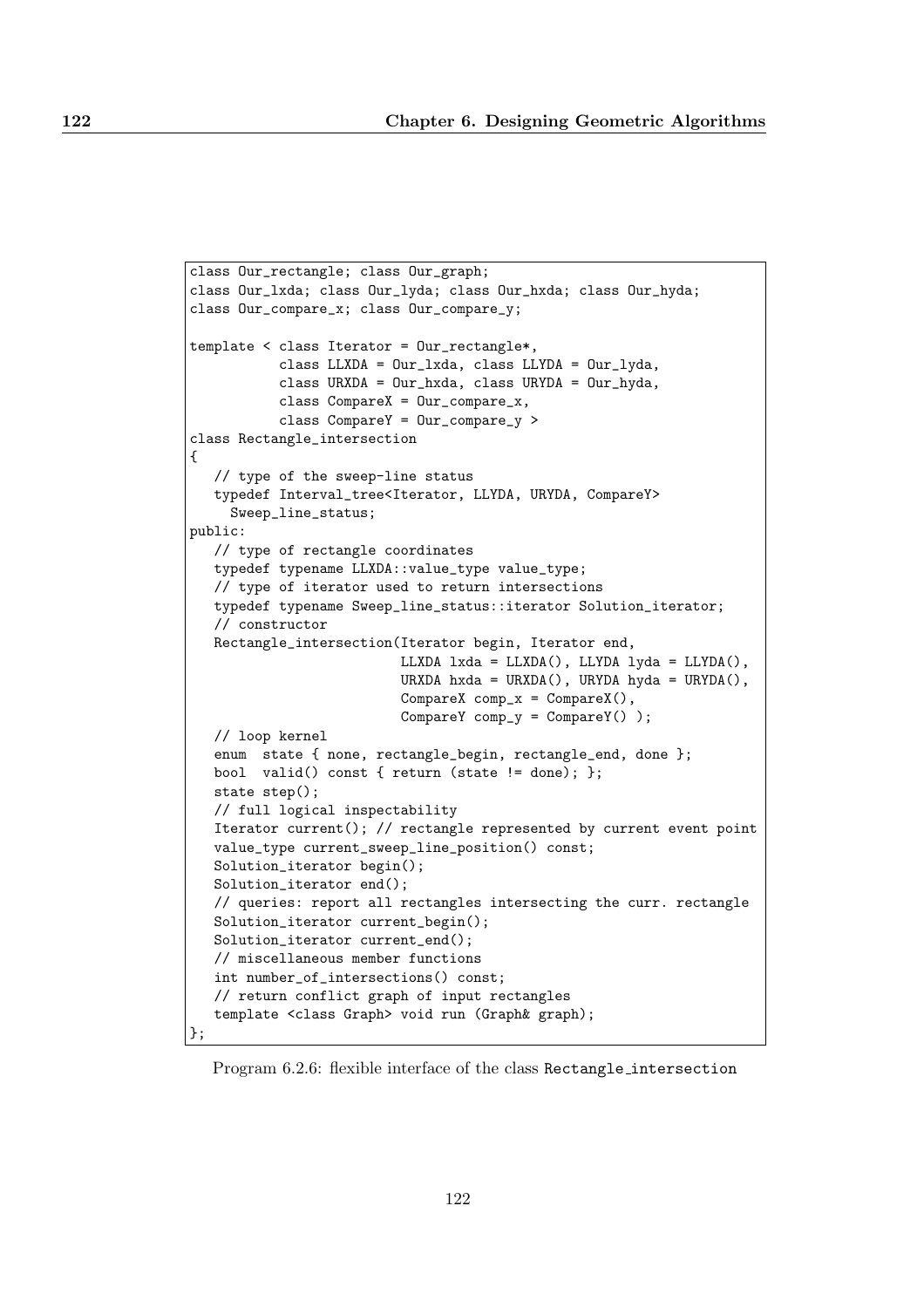```
class Our_rectangle; class Our_graph;
class Our_lxda; class Our_lyda; class Our_hxda; class Our_hyda;
class Our_compare_x; class Our_compare_y;

template < class Iterator = Our_rectangle*,
           class LLXDA = Our_lxda, class LLYDA = Our_lyda,
           class URXDA = Our_hxda, class URYDA = Our_hyda,
           class CompareX = Our_compare_x,
           class CompareY = Our_compare_y >
class Rectangle_intersection
{
   // type of the sweep-line status
   typedef Interval_tree<Iterator, LLYDA, URYDA, CompareY>
     Sweep_line_status;
public:
   // type of rectangle coordinates
   typedef typename LLXDA::value_type value_type;
   // type of iterator used to return intersections
   typedef typename Sweep_line_status::iterator Solution_iterator;
   // constructor
   Rectangle_intersection(Iterator begin, Iterator end,
                          LLXDA lxda = LLXDA(), LLYDA lyda = LLYDA(),
                          URXDA hxda = URXDA(), URYDA hyda = URYDA(),
                          CompareX comp_x = CompareX(),
                          CompareY comp_y = CompareY() );
   // loop kernel
   enum  state { none, rectangle_begin, rectangle_end, done };
   bool  valid() const { return (state != done); };
   state step();
   // full logical inspectability
   Iterator current(); // rectangle represented by current event point
   value_type current_sweep_line_position() const;
   Solution_iterator begin();
   Solution_iterator end();
   // queries: report all rectangles intersecting the curr. rectangle
   Solution_iterator current_begin();
   Solution_iterator current_end();
   // miscellaneous member functions
   int number_of_intersections() const;
   // return conflict graph of input rectangles
   template <class Graph> void run (Graph& graph);
};
```

Program 6.2.6: flexible interface of the class Rectangle_intersection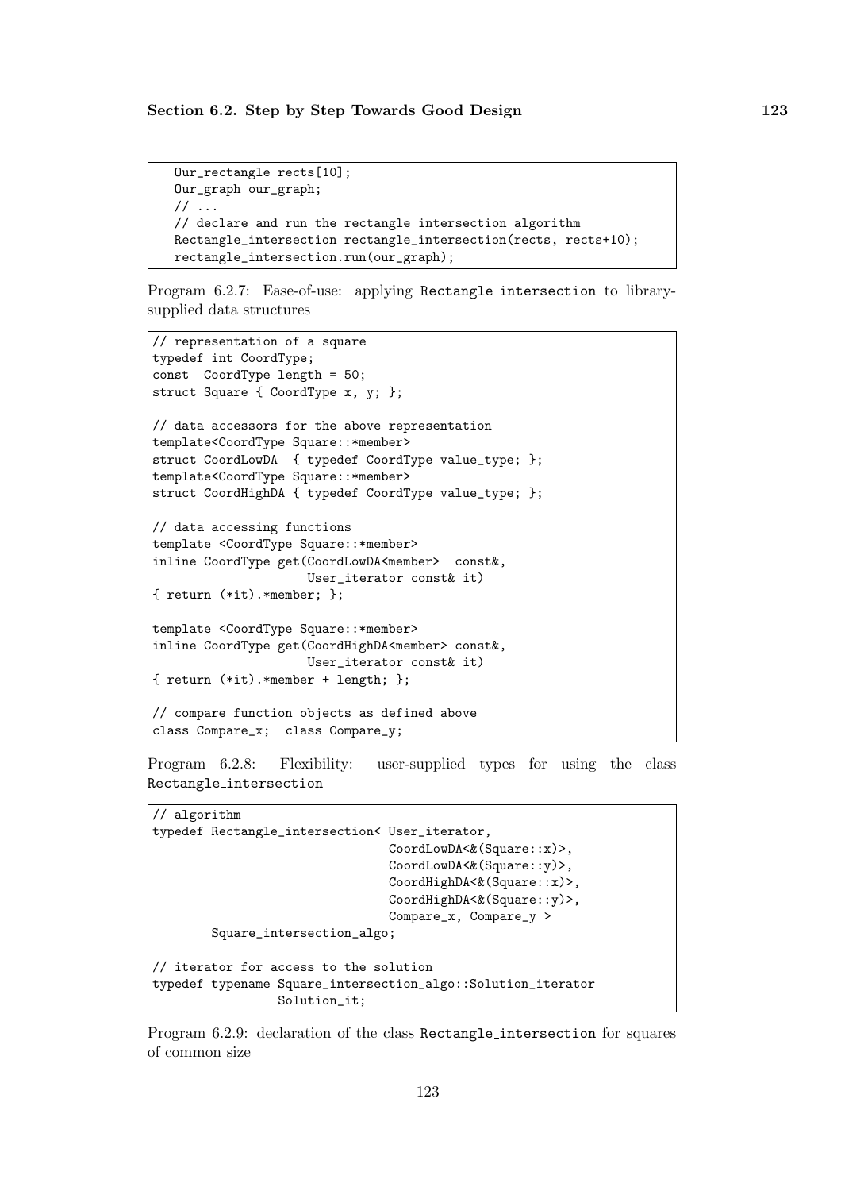```
   Our_rectangle rects[10];
   Our_graph our_graph;
   // ...
   // declare and run the rectangle intersection algorithm
   Rectangle_intersection rectangle_intersection(rects, rects+10);
   rectangle_intersection.run(our_graph);
```

Program 6.2.7: Ease-of-use: applying Rectangle_intersection to library-supplied data structures

```
// representation of a square
typedef int CoordType;
const  CoordType length = 50;
struct Square { CoordType x, y; };

// data accessors for the above representation
template<CoordType Square::*member>
struct CoordLowDA  { typedef CoordType value_type; };
template<CoordType Square::*member>
struct CoordHighDA { typedef CoordType value_type; };

// data accessing functions
template <CoordType Square::*member>
inline CoordType get(CoordLowDA<member>  const&,
                     User_iterator const& it)
{ return (*it).*member; };

template <CoordType Square::*member>
inline CoordType get(CoordHighDA<member> const&,
                     User_iterator const& it)
{ return (*it).*member + length; };

// compare function objects as defined above
class Compare_x;  class Compare_y;
```

Program 6.2.8: Flexibility: user-supplied types for using the class Rectangle_intersection

```
// algorithm
typedef Rectangle_intersection< User_iterator,
                                CoordLowDA<&(Square::x)>,
                                CoordLowDA<&(Square::y)>,
                                CoordHighDA<&(Square::x)>,
                                CoordHighDA<&(Square::y)>,
                                Compare_x, Compare_y >
        Square_intersection_algo;

// iterator for access to the solution
typedef typename Square_intersection_algo::Solution_iterator
                 Solution_it;
```

Program 6.2.9: declaration of the class Rectangle_intersection for squares of common size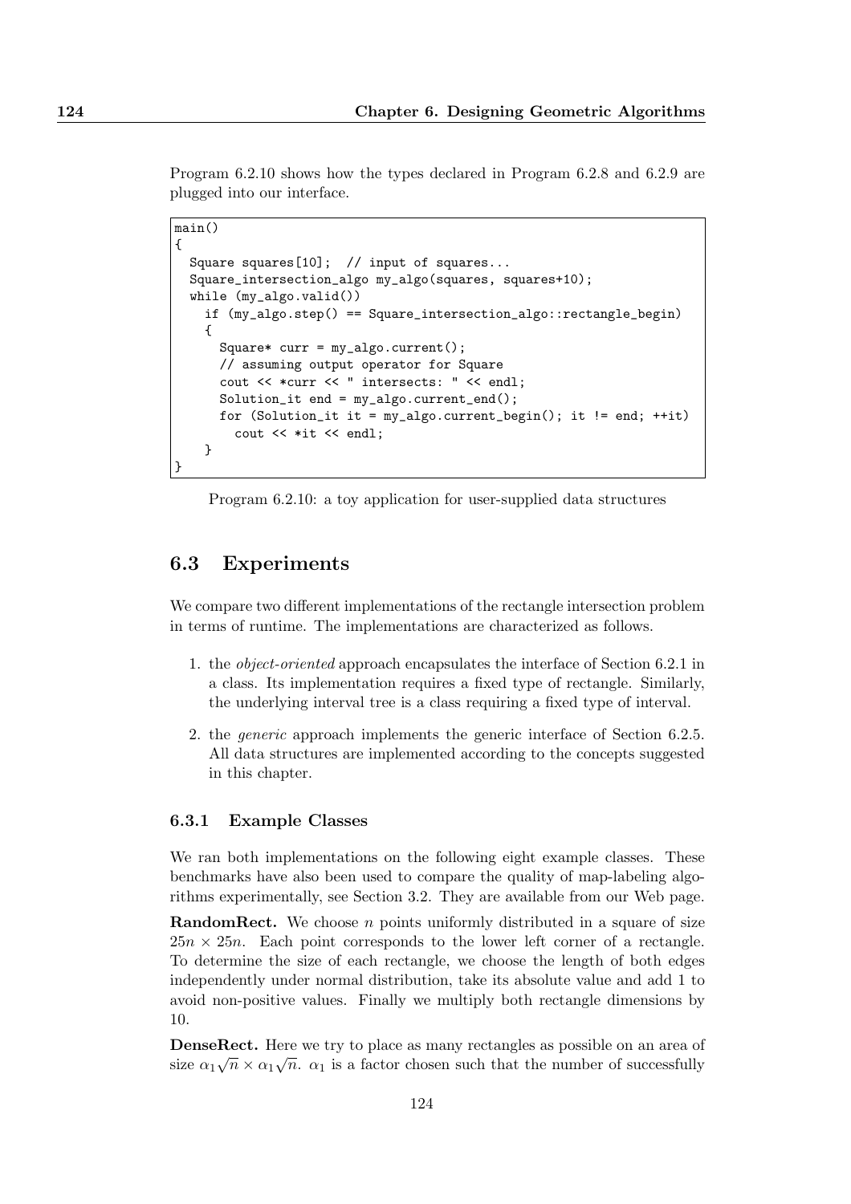Program 6.2.10 shows how the types declared in Program 6.2.8 and 6.2.9 are plugged into our interface.

```
main()
{
  Square squares[10];  // input of squares...
  Square_intersection_algo my_algo(squares, squares+10);
  while (my_algo.valid())
    if (my_algo.step() == Square_intersection_algo::rectangle_begin)
    {
      Square* curr = my_algo.current();
      // assuming output operator for Square
      cout << *curr << " intersects: " << endl;
      Solution_it end = my_algo.current_end();
      for (Solution_it it = my_algo.current_begin(); it != end; ++it)
        cout << *it << endl;
    }
}
```

Program 6.2.10: a toy application for user-supplied data structures

## 6.3 Experiments

We compare two different implementations of the rectangle intersection problem in terms of runtime. The implementations are characterized as follows.

1. the *object-oriented* approach encapsulates the interface of Section 6.2.1 in a class. Its implementation requires a fixed type of rectangle. Similarly, the underlying interval tree is a class requiring a fixed type of interval.
2. the *generic* approach implements the generic interface of Section 6.2.5. All data structures are implemented according to the concepts suggested in this chapter.

### 6.3.1 Example Classes

We ran both implementations on the following eight example classes. These benchmarks have also been used to compare the quality of map-labeling algorithms experimentally, see Section 3.2. They are available from our Web page.

**RandomRect.** We choose $n$ points uniformly distributed in a square of size $25n \times 25n$. Each point corresponds to the lower left corner of a rectangle. To determine the size of each rectangle, we choose the length of both edges independently under normal distribution, take its absolute value and add 1 to avoid non-positive values. Finally we multiply both rectangle dimensions by 10.

**DenseRect.** Here we try to place as many rectangles as possible on an area of size $\alpha_1\sqrt{n} \times \alpha_1\sqrt{n}$. $\alpha_1$ is a factor chosen such that the number of successfully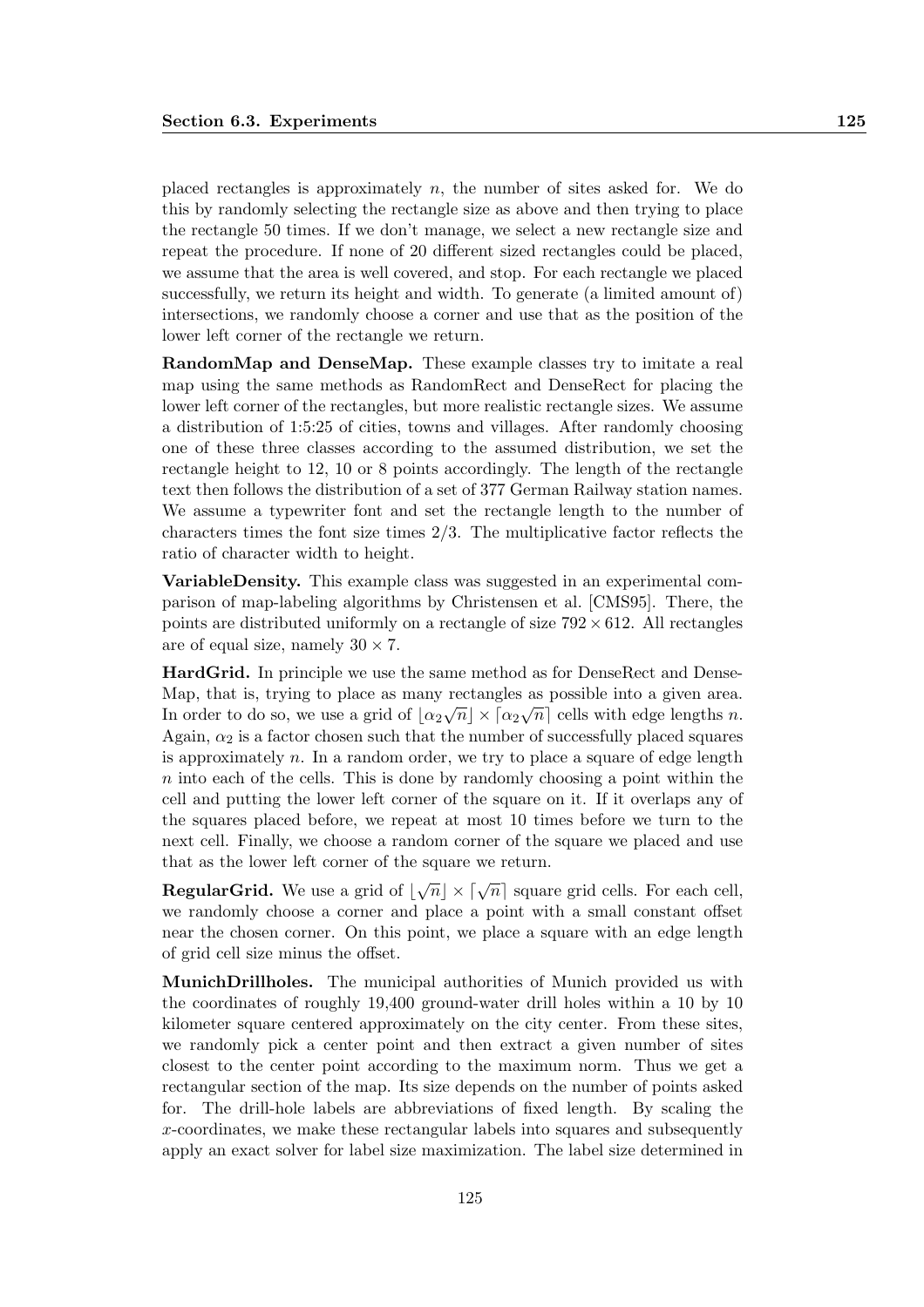placed rectangles is approximately $n$, the number of sites asked for. We do this by randomly selecting the rectangle size as above and then trying to place the rectangle 50 times. If we don't manage, we select a new rectangle size and repeat the procedure. If none of 20 different sized rectangles could be placed, we assume that the area is well covered, and stop. For each rectangle we placed successfully, we return its height and width. To generate (a limited amount of) intersections, we randomly choose a corner and use that as the position of the lower left corner of the rectangle we return.

**RandomMap and DenseMap.** These example classes try to imitate a real map using the same methods as RandomRect and DenseRect for placing the lower left corner of the rectangles, but more realistic rectangle sizes. We assume a distribution of 1:5:25 of cities, towns and villages. After randomly choosing one of these three classes according to the assumed distribution, we set the rectangle height to 12, 10 or 8 points accordingly. The length of the rectangle text then follows the distribution of a set of 377 German Railway station names. We assume a typewriter font and set the rectangle length to the number of characters times the font size times 2/3. The multiplicative factor reflects the ratio of character width to height.

**VariableDensity.** This example class was suggested in an experimental comparison of map-labeling algorithms by Christensen et al. [CMS95]. There, the points are distributed uniformly on a rectangle of size $792 \times 612$. All rectangles are of equal size, namely $30 \times 7$.

**HardGrid.** In principle we use the same method as for DenseRect and DenseMap, that is, trying to place as many rectangles as possible into a given area. In order to do so, we use a grid of $\lfloor \alpha_2 \sqrt{n} \rfloor \times \lceil \alpha_2 \sqrt{n} \rceil$ cells with edge lengths $n$. Again, $\alpha_2$ is a factor chosen such that the number of successfully placed squares is approximately $n$. In a random order, we try to place a square of edge length $n$ into each of the cells. This is done by randomly choosing a point within the cell and putting the lower left corner of the square on it. If it overlaps any of the squares placed before, we repeat at most 10 times before we turn to the next cell. Finally, we choose a random corner of the square we placed and use that as the lower left corner of the square we return.

**RegularGrid.** We use a grid of $\lfloor \sqrt{n} \rfloor \times \lceil \sqrt{n} \rceil$ square grid cells. For each cell, we randomly choose a corner and place a point with a small constant offset near the chosen corner. On this point, we place a square with an edge length of grid cell size minus the offset.

**MunichDrillholes.** The municipal authorities of Munich provided us with the coordinates of roughly 19,400 ground-water drill holes within a 10 by 10 kilometer square centered approximately on the city center. From these sites, we randomly pick a center point and then extract a given number of sites closest to the center point according to the maximum norm. Thus we get a rectangular section of the map. Its size depends on the number of points asked for. The drill-hole labels are abbreviations of fixed length. By scaling the $x$-coordinates, we make these rectangular labels into squares and subsequently apply an exact solver for label size maximization. The label size determined in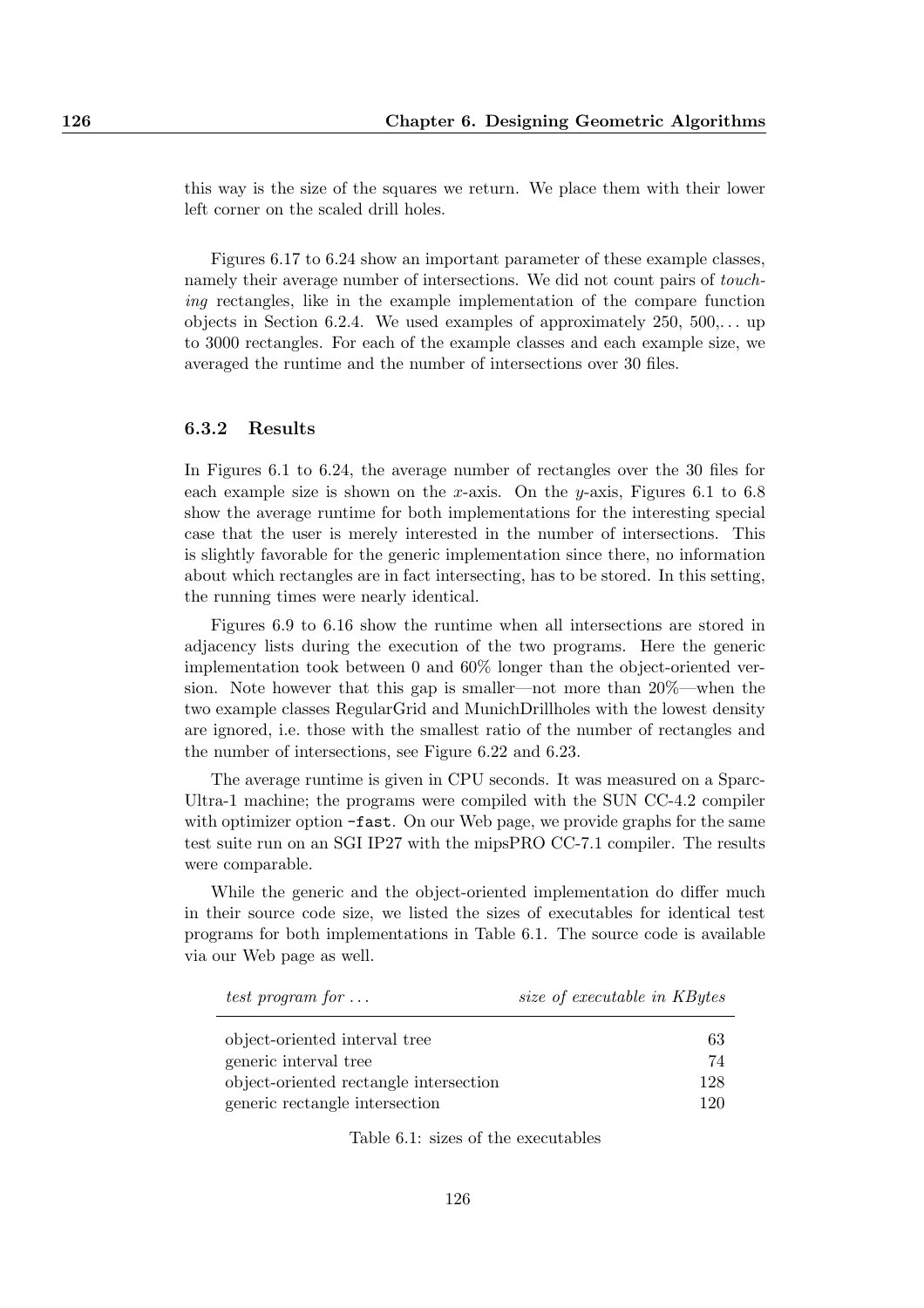this way is the size of the squares we return. We place them with their lower left corner on the scaled drill holes.

Figures 6.17 to 6.24 show an important parameter of these example classes, namely their average number of intersections. We did not count pairs of *touching* rectangles, like in the example implementation of the compare function objects in Section 6.2.4. We used examples of approximately 250, 500,... up to 3000 rectangles. For each of the example classes and each example size, we averaged the runtime and the number of intersections over 30 files.

### 6.3.2 Results

In Figures 6.1 to 6.24, the average number of rectangles over the 30 files for each example size is shown on the $x$-axis. On the $y$-axis, Figures 6.1 to 6.8 show the average runtime for both implementations for the interesting special case that the user is merely interested in the number of intersections. This is slightly favorable for the generic implementation since there, no information about which rectangles are in fact intersecting, has to be stored. In this setting, the running times were nearly identical.

Figures 6.9 to 6.16 show the runtime when all intersections are stored in adjacency lists during the execution of the two programs. Here the generic implementation took between 0 and 60% longer than the object-oriented version. Note however that this gap is smaller—not more than 20%—when the two example classes RegularGrid and MunichDrillholes with the lowest density are ignored, i.e. those with the smallest ratio of the number of rectangles and the number of intersections, see Figure 6.22 and 6.23.

The average runtime is given in CPU seconds. It was measured on a Sparc-Ultra-1 machine; the programs were compiled with the SUN CC-4.2 compiler with optimizer option `-fast`. On our Web page, we provide graphs for the same test suite run on an SGI IP27 with the mipsPRO CC-7.1 compiler. The results were comparable.

While the generic and the object-oriented implementation do differ much in their source code size, we listed the sizes of executables for identical test programs for both implementations in Table 6.1. The source code is available via our Web page as well.

| *test program for ...* | *size of executable in KBytes* |
|---|---|
| object-oriented interval tree | 63 |
| generic interval tree | 74 |
| object-oriented rectangle intersection | 128 |
| generic rectangle intersection | 120 |

Table 6.1: sizes of the executables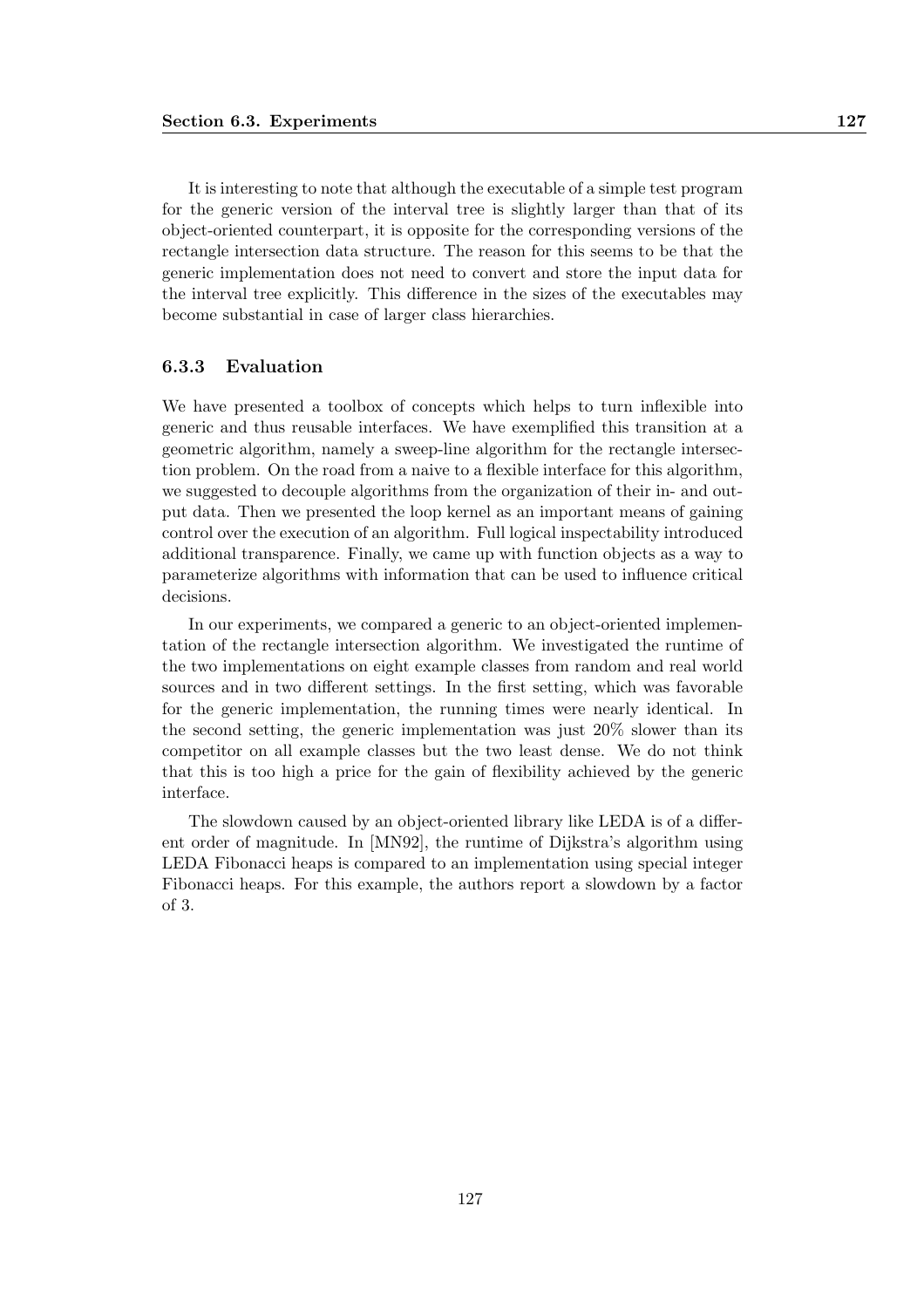It is interesting to note that although the executable of a simple test program for the generic version of the interval tree is slightly larger than that of its object-oriented counterpart, it is opposite for the corresponding versions of the rectangle intersection data structure. The reason for this seems to be that the generic implementation does not need to convert and store the input data for the interval tree explicitly. This difference in the sizes of the executables may become substantial in case of larger class hierarchies.

### 6.3.3 Evaluation

We have presented a toolbox of concepts which helps to turn inflexible into generic and thus reusable interfaces. We have exemplified this transition at a geometric algorithm, namely a sweep-line algorithm for the rectangle intersection problem. On the road from a naive to a flexible interface for this algorithm, we suggested to decouple algorithms from the organization of their in- and output data. Then we presented the loop kernel as an important means of gaining control over the execution of an algorithm. Full logical inspectability introduced additional transparence. Finally, we came up with function objects as a way to parameterize algorithms with information that can be used to influence critical decisions.

In our experiments, we compared a generic to an object-oriented implementation of the rectangle intersection algorithm. We investigated the runtime of the two implementations on eight example classes from random and real world sources and in two different settings. In the first setting, which was favorable for the generic implementation, the running times were nearly identical. In the second setting, the generic implementation was just 20% slower than its competitor on all example classes but the two least dense. We do not think that this is too high a price for the gain of flexibility achieved by the generic interface.

The slowdown caused by an object-oriented library like LEDA is of a different order of magnitude. In [MN92], the runtime of Dijkstra's algorithm using LEDA Fibonacci heaps is compared to an implementation using special integer Fibonacci heaps. For this example, the authors report a slowdown by a factor of 3.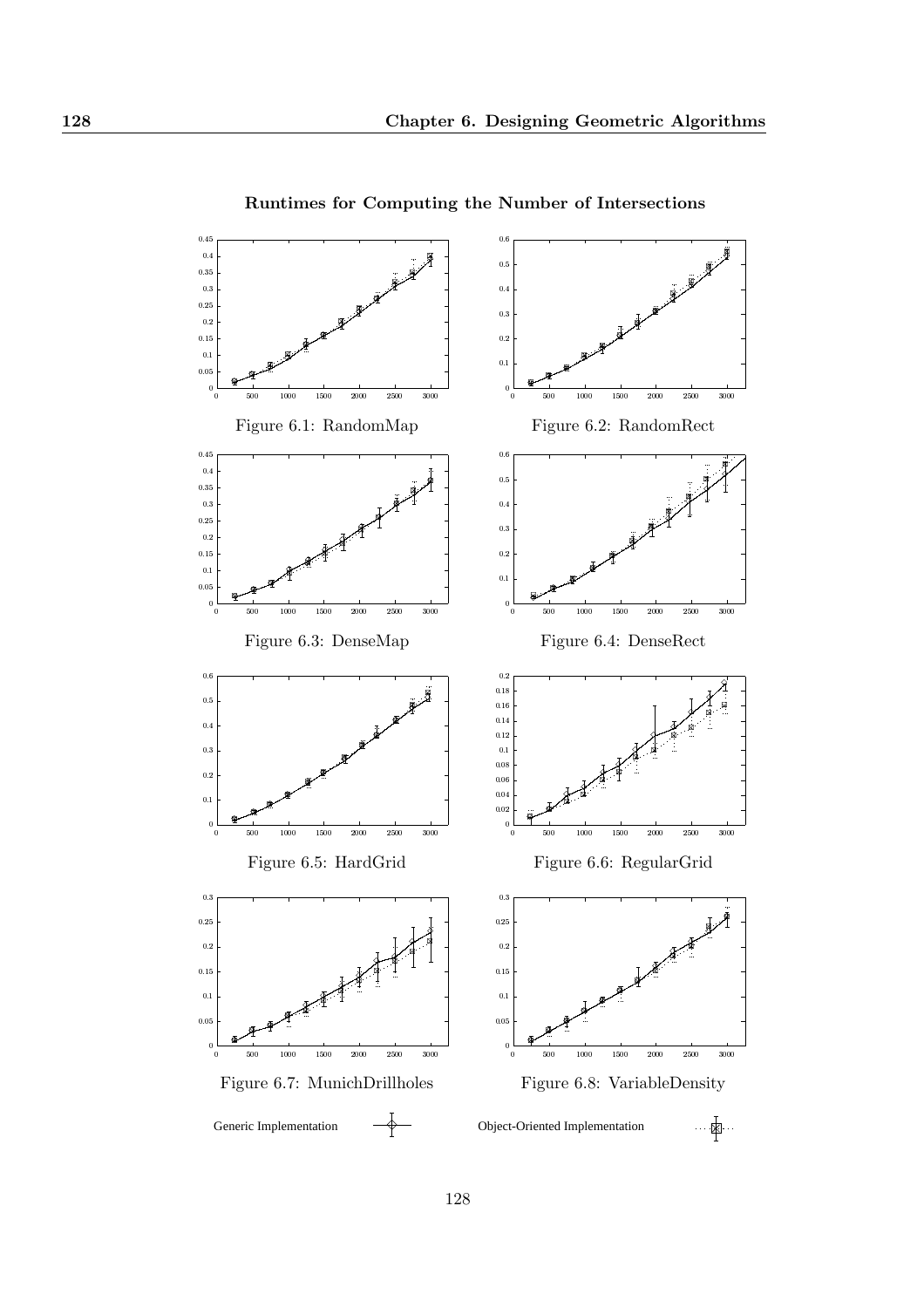**Runtimes for Computing the Number of Intersections**

Figure 6.1: RandomMap

Figure 6.2: RandomRect

Figure 6.3: DenseMap

Figure 6.4: DenseRect

Figure 6.5: HardGrid

Figure 6.6: RegularGrid

Figure 6.7: MunichDrillholes

Figure 6.8: VariableDensity

Generic Implementation

Object-Oriented Implementation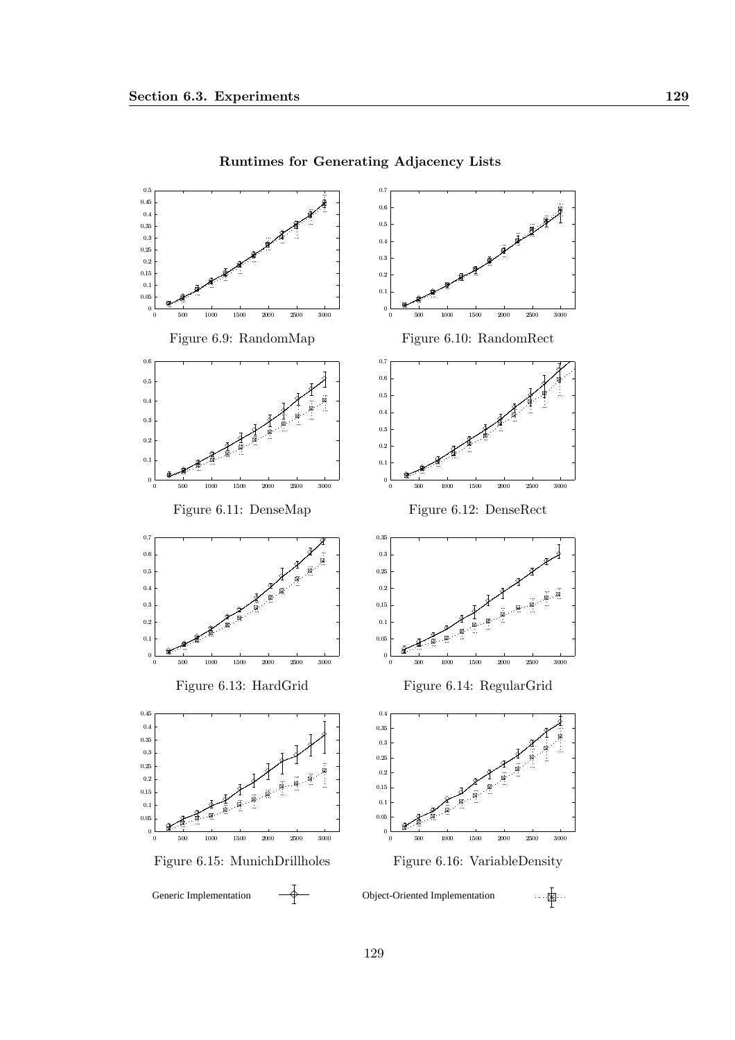**Runtimes for Generating Adjacency Lists**

Figure 6.9: RandomMap

Figure 6.10: RandomRect

Figure 6.11: DenseMap

Figure 6.12: DenseRect

Figure 6.13: HardGrid

Figure 6.14: RegularGrid

Figure 6.15: MunichDrillholes

Figure 6.16: VariableDensity

Generic Implementation

Object-Oriented Implementation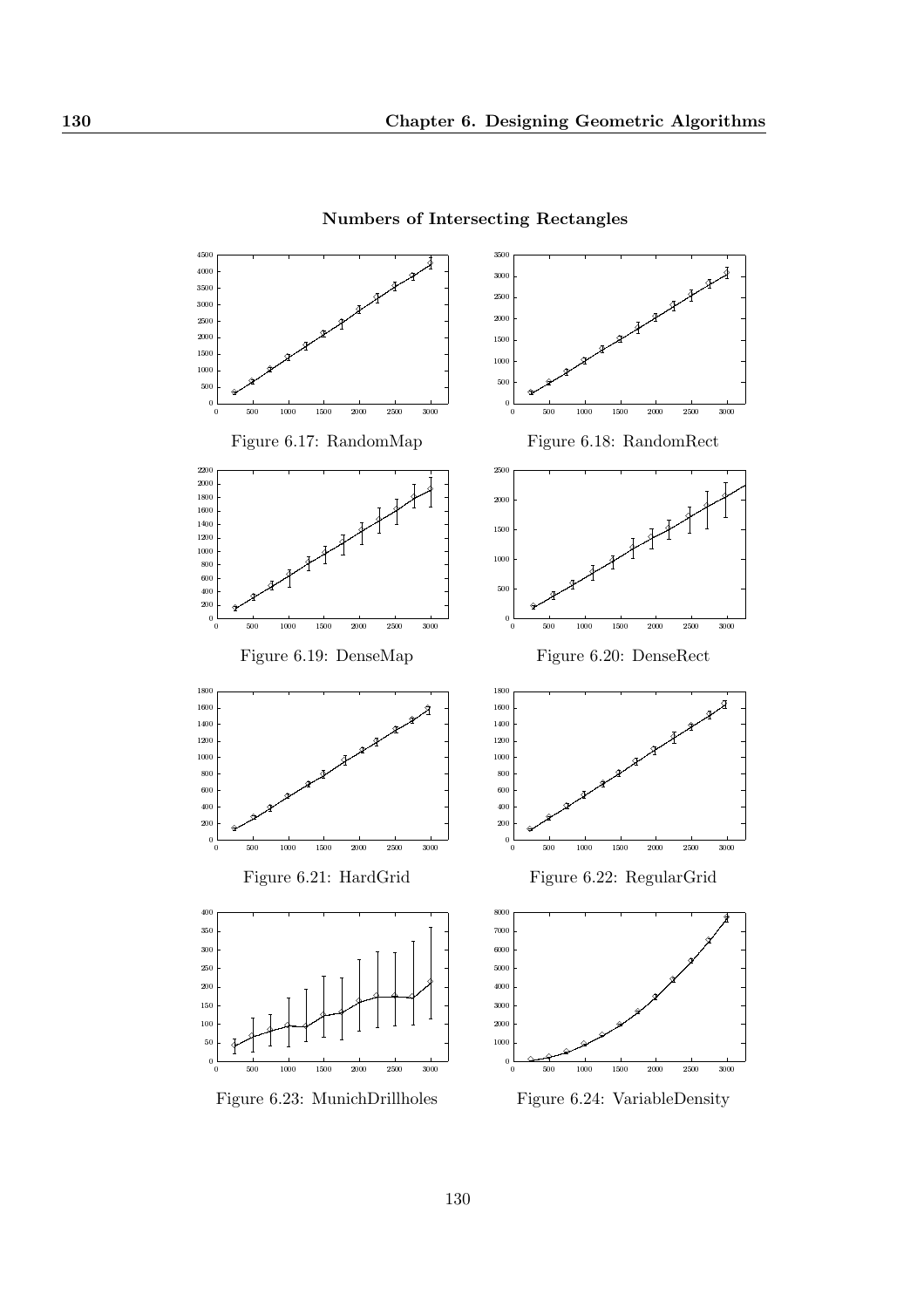**Numbers of Intersecting Rectangles**

4500
4000
3500
3000
2500
2000
1500
1000
500
0
0 500 1000 1500 2000 2500 3000

Figure 6.17: RandomMap

3500
3000
2500
2000
1500
1000
500
0
0 500 1000 1500 2000 2500 3000

Figure 6.18: RandomRect

2200
2000
1800
1600
1400
1200
1000
800
600
400
200
0
0 500 1000 1500 2000 2500 3000

Figure 6.19: DenseMap

2500
2000
1500
1000
500
0
0 500 1000 1500 2000 2500 3000

Figure 6.20: DenseRect

1800
1600
1400
1200
1000
800
600
400
200
0
0 500 1000 1500 2000 2500 3000

Figure 6.21: HardGrid

1800
1600
1400
1200
1000
800
600
400
200
0
0 500 1000 1500 2000 2500 3000

Figure 6.22: RegularGrid

400
350
300
250
200
150
100
50
0
0 500 1000 1500 2000 2500 3000

Figure 6.23: MunichDrillholes

8000
7000
6000
5000
4000
3000
2000
1000
0
0 500 1000 1500 2000 2500 3000

Figure 6.24: VariableDensity